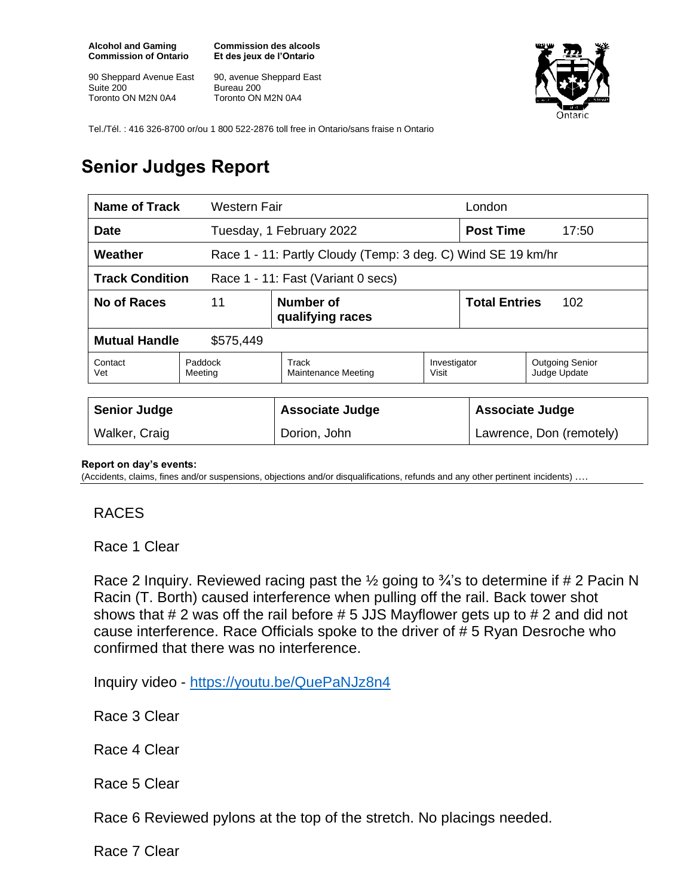**Alcohol and Gaming Commission of Ontario**
90 Sheppard Avenue East
Suite 200
Toronto ON M2N 0A4

**Commission des alcools Et des jeux de l'Ontario**
90, avenue Sheppard East
Bureau 200
Toronto ON M2N 0A4

Tel./Tél. : 416 326-8700 or/ou 1 800 522-2876 toll free in Ontario/sans fraise n Ontario

# Senior Judges Report

| **Name of Track** | Western Fair | | London | |
|---|---|---|---|---|
| **Date** | Tuesday, 1 February 2022 | | **Post Time** | 17:50 |
| **Weather** | Race 1 - 11: Partly Cloudy (Temp: 3 deg. C) Wind SE 19 km/hr | | | |
| **Track Condition** | Race 1 - 11: Fast (Variant 0 secs) | | | |
| **No of Races** | 11 | **Number of qualifying races** | **Total Entries** | 102 |
| **Mutual Handle** | $575,449 | | | |

| Contact Vet | Paddock Meeting | Track Maintenance Meeting | Investigator Visit | Outgoing Senior Judge Update |
|---|---|---|---|---|

| **Senior Judge** | **Associate Judge** | **Associate Judge** |
|---|---|---|
| Walker, Craig | Dorion, John | Lawrence, Don (remotely) |

**Report on day's events:**
(Accidents, claims, fines and/or suspensions, objections and/or disqualifications, refunds and any other pertinent incidents) ….

RACES

Race 1 Clear

Race 2 Inquiry. Reviewed racing past the ½ going to ¾'s to determine if # 2 Pacin N Racin (T. Borth) caused interference when pulling off the rail. Back tower shot shows that # 2 was off the rail before # 5 JJS Mayflower gets up to # 2 and did not cause interference. Race Officials spoke to the driver of # 5 Ryan Desroche who confirmed that there was no interference.

Inquiry video - https://youtu.be/QuePaNJz8n4

Race 3 Clear

Race 4 Clear

Race 5 Clear

Race 6 Reviewed pylons at the top of the stretch. No placings needed.

Race 7 Clear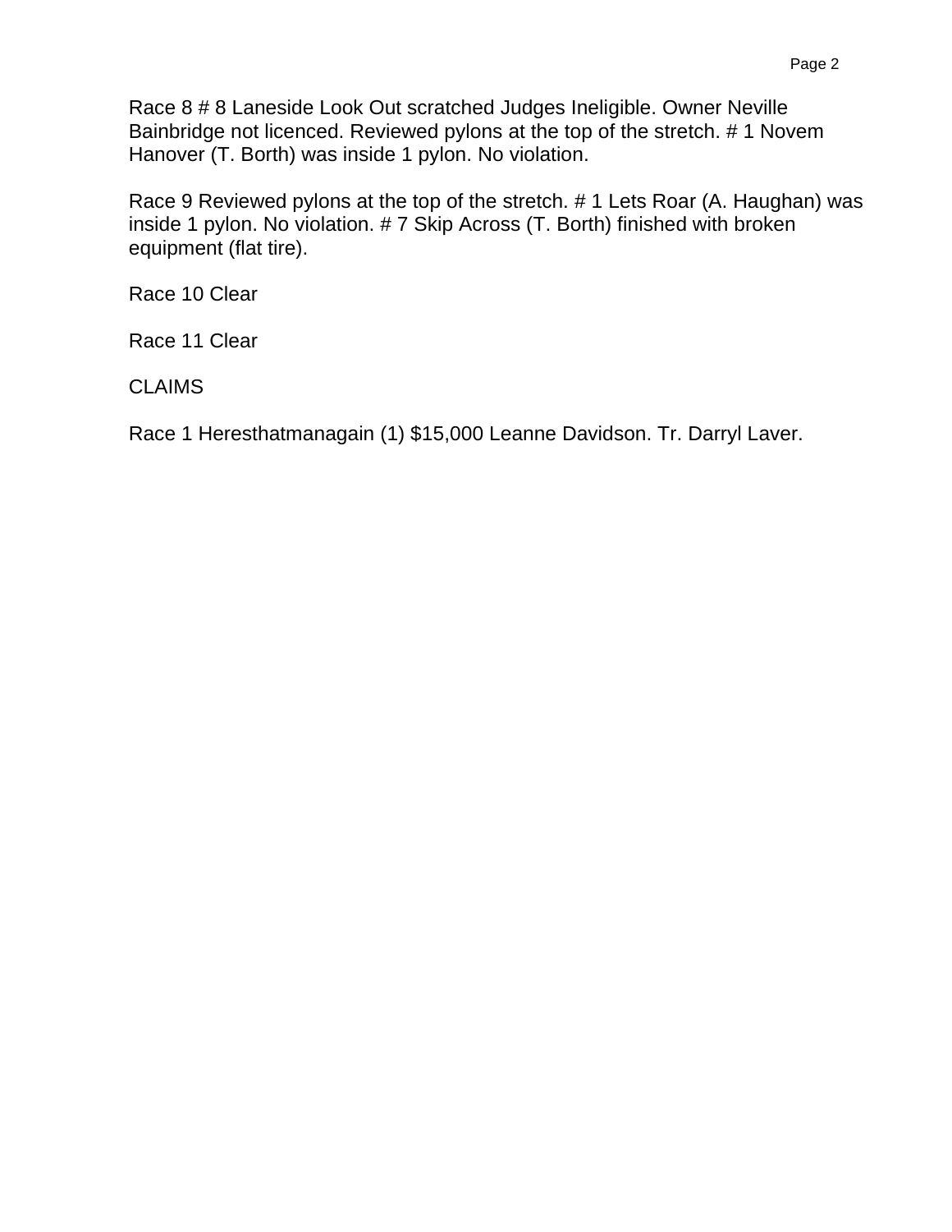Race 8 # 8 Laneside Look Out scratched Judges Ineligible. Owner Neville Bainbridge not licenced. Reviewed pylons at the top of the stretch. # 1 Novem Hanover (T. Borth) was inside 1 pylon. No violation.

Race 9 Reviewed pylons at the top of the stretch. # 1 Lets Roar (A. Haughan) was inside 1 pylon. No violation. # 7 Skip Across (T. Borth) finished with broken equipment (flat tire).

Race 10 Clear

Race 11 Clear

CLAIMS

Race 1 Heresthatmanagain (1) $15,000 Leanne Davidson. Tr. Darryl Laver.